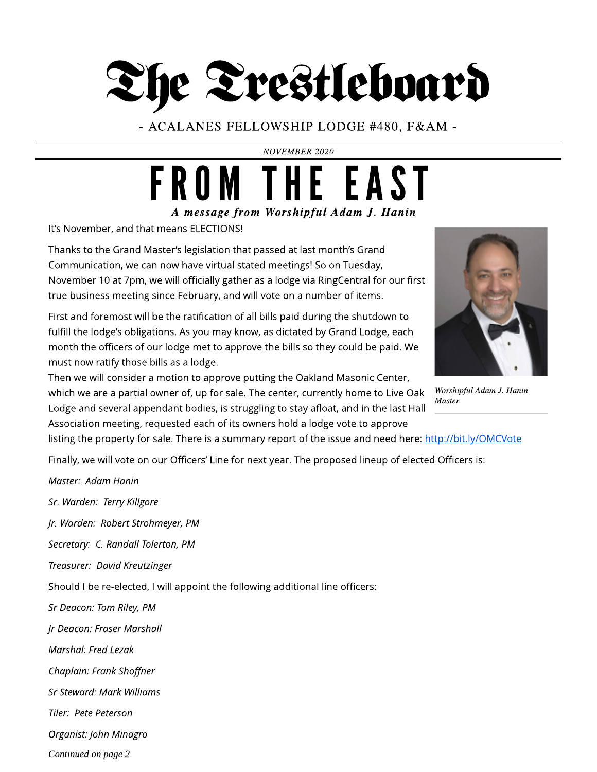# The Trestleboard

- ACALANES FELLOWSHIP LODGE #480, F&AM -

*NOVEMBER 2020*

## FROM THE EAST

***A message from Worshipful Adam J. Hanin***

It's November, and that means ELECTIONS!

Thanks to the Grand Master's legislation that passed at last month's Grand Communication, we can now have virtual stated meetings! So on Tuesday, November 10 at 7pm, we will officially gather as a lodge via RingCentral for our first true business meeting since February, and will vote on a number of items.

First and foremost will be the ratification of all bills paid during the shutdown to fulfill the lodge's obligations. As you may know, as dictated by Grand Lodge, each month the officers of our lodge met to approve the bills so they could be paid. We must now ratify those bills as a lodge.

Then we will consider a motion to approve putting the Oakland Masonic Center, which we are a partial owner of, up for sale. The center, currently home to Live Oak Lodge and several appendant bodies, is struggling to stay afloat, and in the last Hall Association meeting, requested each of its owners hold a lodge vote to approve listing the property for sale. There is a summary report of the issue and need here: http://bit.ly/OMCVote

*Worshipful Adam J. Hanin Master*

Finally, we will vote on our Officers' Line for next year. The proposed lineup of elected Officers is:

*Master: Adam Hanin*

*Sr. Warden: Terry Killgore*

*Jr. Warden: Robert Strohmeyer, PM*

*Secretary: C. Randall Tolerton, PM*

*Treasurer: David Kreutzinger*

Should I be re-elected, I will appoint the following additional line officers:

*Sr Deacon: Tom Riley, PM*

*Jr Deacon: Fraser Marshall*

*Marshal: Fred Lezak*

*Chaplain: Frank Shoffner*

*Sr Steward: Mark Williams*

*Tiler: Pete Peterson*

*Organist: John Minagro*

*Continued on page 2*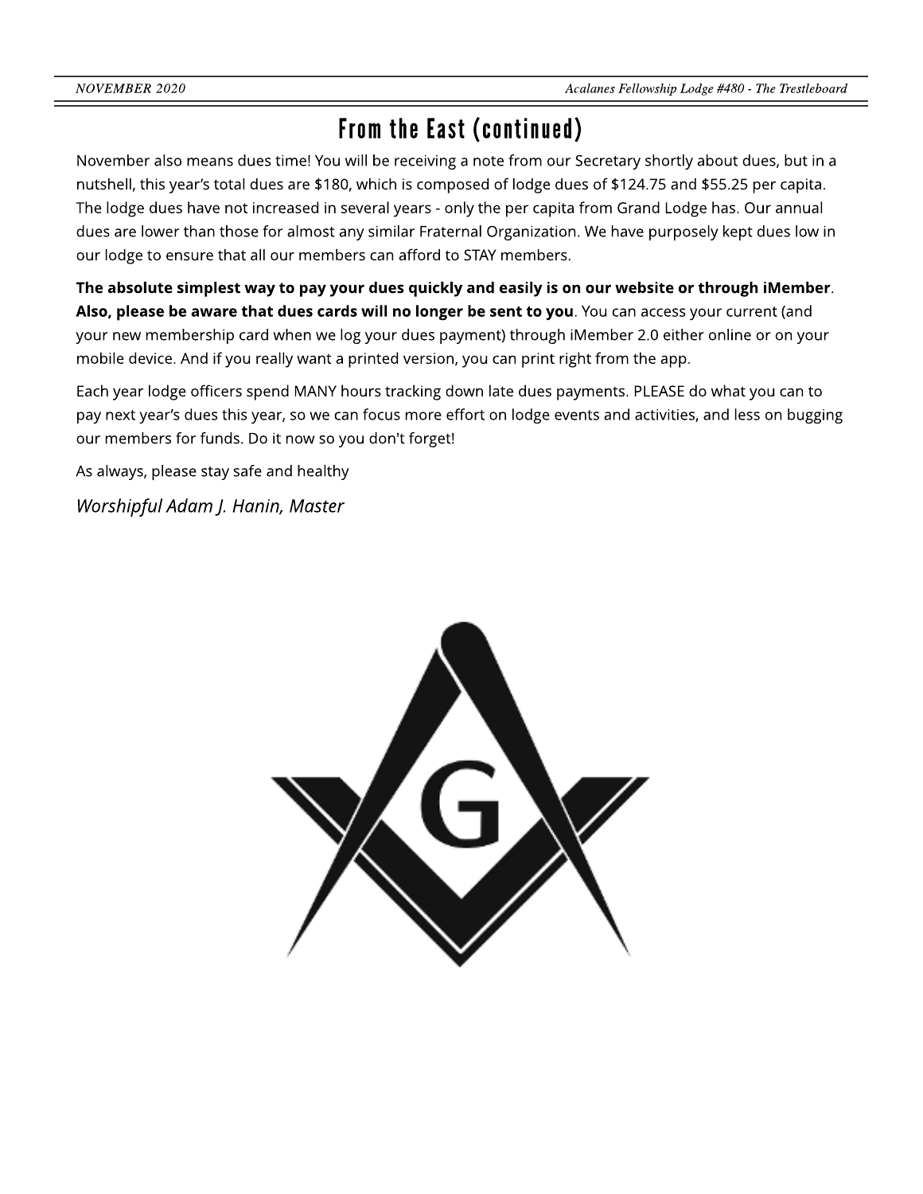# From the East (continued)

November also means dues time! You will be receiving a note from our Secretary shortly about dues, but in a nutshell, this year's total dues are $180, which is composed of lodge dues of $124.75 and $55.25 per capita. The lodge dues have not increased in several years - only the per capita from Grand Lodge has. Our annual dues are lower than those for almost any similar Fraternal Organization. We have purposely kept dues low in our lodge to ensure that all our members can afford to STAY members.

**The absolute simplest way to pay your dues quickly and easily is on our website or through iMember**. **Also, please be aware that dues cards will no longer be sent to you**. You can access your current (and your new membership card when we log your dues payment) through iMember 2.0 either online or on your mobile device. And if you really want a printed version, you can print right from the app.

Each year lodge officers spend MANY hours tracking down late dues payments. PLEASE do what you can to pay next year's dues this year, so we can focus more effort on lodge events and activities, and less on bugging our members for funds. Do it now so you don't forget!

As always, please stay safe and healthy

*Worshipful Adam J. Hanin, Master*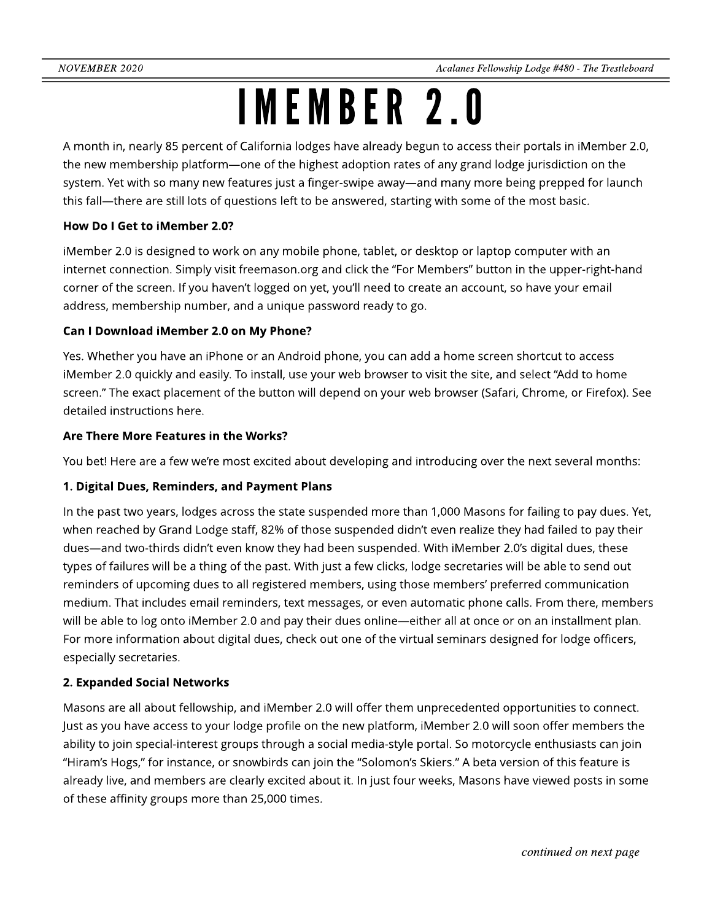# IMEMBER 2.0

A month in, nearly 85 percent of California lodges have already begun to access their portals in iMember 2.0, the new membership platform—one of the highest adoption rates of any grand lodge jurisdiction on the system. Yet with so many new features just a finger-swipe away—and many more being prepped for launch this fall—there are still lots of questions left to be answered, starting with some of the most basic.

**How Do I Get to iMember 2.0?**

iMember 2.0 is designed to work on any mobile phone, tablet, or desktop or laptop computer with an internet connection. Simply visit freemason.org and click the "For Members" button in the upper-right-hand corner of the screen. If you haven't logged on yet, you'll need to create an account, so have your email address, membership number, and a unique password ready to go.

**Can I Download iMember 2.0 on My Phone?**

Yes. Whether you have an iPhone or an Android phone, you can add a home screen shortcut to access iMember 2.0 quickly and easily. To install, use your web browser to visit the site, and select "Add to home screen." The exact placement of the button will depend on your web browser (Safari, Chrome, or Firefox). See detailed instructions here.

**Are There More Features in the Works?**

You bet! Here are a few we're most excited about developing and introducing over the next several months:

**1. Digital Dues, Reminders, and Payment Plans**

In the past two years, lodges across the state suspended more than 1,000 Masons for failing to pay dues. Yet, when reached by Grand Lodge staff, 82% of those suspended didn't even realize they had failed to pay their dues—and two-thirds didn't even know they had been suspended. With iMember 2.0's digital dues, these types of failures will be a thing of the past. With just a few clicks, lodge secretaries will be able to send out reminders of upcoming dues to all registered members, using those members' preferred communication medium. That includes email reminders, text messages, or even automatic phone calls. From there, members will be able to log onto iMember 2.0 and pay their dues online—either all at once or on an installment plan. For more information about digital dues, check out one of the virtual seminars designed for lodge officers, especially secretaries.

**2. Expanded Social Networks**

Masons are all about fellowship, and iMember 2.0 will offer them unprecedented opportunities to connect. Just as you have access to your lodge profile on the new platform, iMember 2.0 will soon offer members the ability to join special-interest groups through a social media-style portal. So motorcycle enthusiasts can join "Hiram's Hogs," for instance, or snowbirds can join the "Solomon's Skiers." A beta version of this feature is already live, and members are clearly excited about it. In just four weeks, Masons have viewed posts in some of these affinity groups more than 25,000 times.

*continued on next page*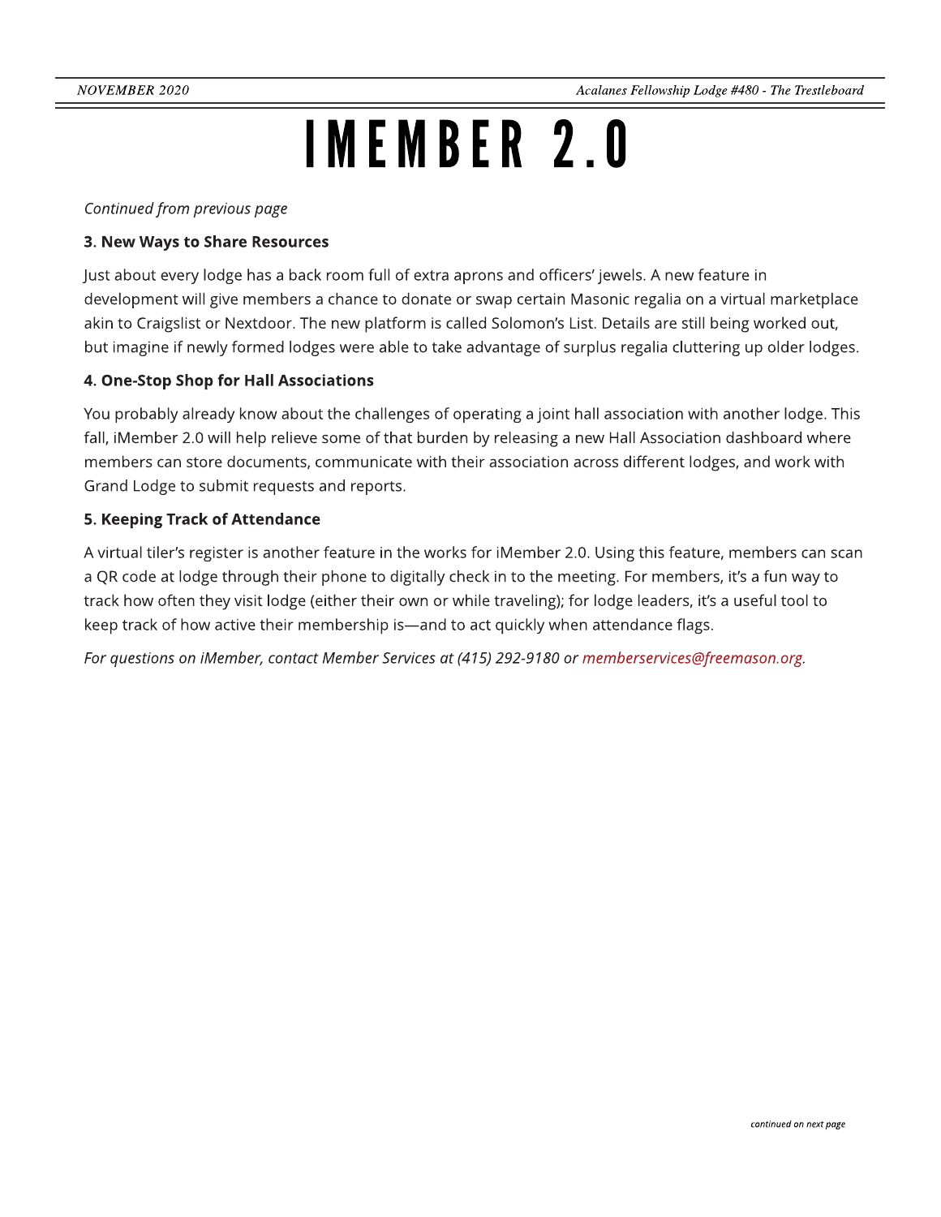# IMEMBER 2.0

*Continued from previous page*

**3. New Ways to Share Resources**

Just about every lodge has a back room full of extra aprons and officers' jewels. A new feature in development will give members a chance to donate or swap certain Masonic regalia on a virtual marketplace akin to Craigslist or Nextdoor. The new platform is called Solomon's List. Details are still being worked out, but imagine if newly formed lodges were able to take advantage of surplus regalia cluttering up older lodges.

**4. One-Stop Shop for Hall Associations**

You probably already know about the challenges of operating a joint hall association with another lodge. This fall, iMember 2.0 will help relieve some of that burden by releasing a new Hall Association dashboard where members can store documents, communicate with their association across different lodges, and work with Grand Lodge to submit requests and reports.

**5. Keeping Track of Attendance**

A virtual tiler's register is another feature in the works for iMember 2.0. Using this feature, members can scan a QR code at lodge through their phone to digitally check in to the meeting. For members, it's a fun way to track how often they visit lodge (either their own or while traveling); for lodge leaders, it's a useful tool to keep track of how active their membership is—and to act quickly when attendance flags.

*For questions on iMember, contact Member Services at (415) 292-9180 or memberservices@freemason.org.*

*continued on next page*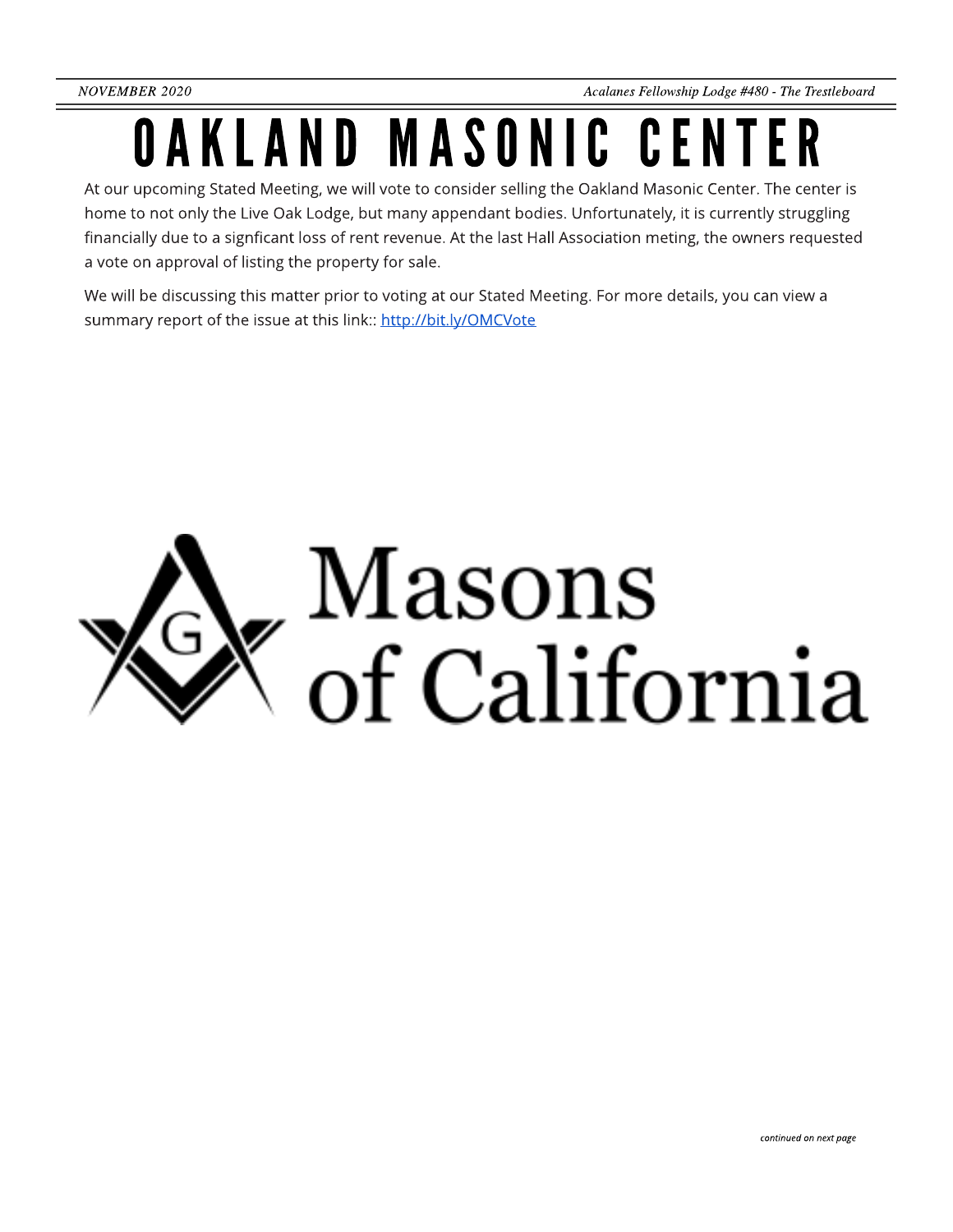# OAKLAND MASONIC CENTER

At our upcoming Stated Meeting, we will vote to consider selling the Oakland Masonic Center. The center is home to not only the Live Oak Lodge, but many appendant bodies. Unfortunately, it is currently struggling financially due to a signficant loss of rent revenue. At the last Hall Association meting, the owners requested a vote on approval of listing the property for sale.

We will be discussing this matter prior to voting at our Stated Meeting. For more details, you can view a summary report of the issue at this link:: [http://bit.ly/OMCVote](http://bit.ly/OMCVote)

Masons of California

*continued on next page*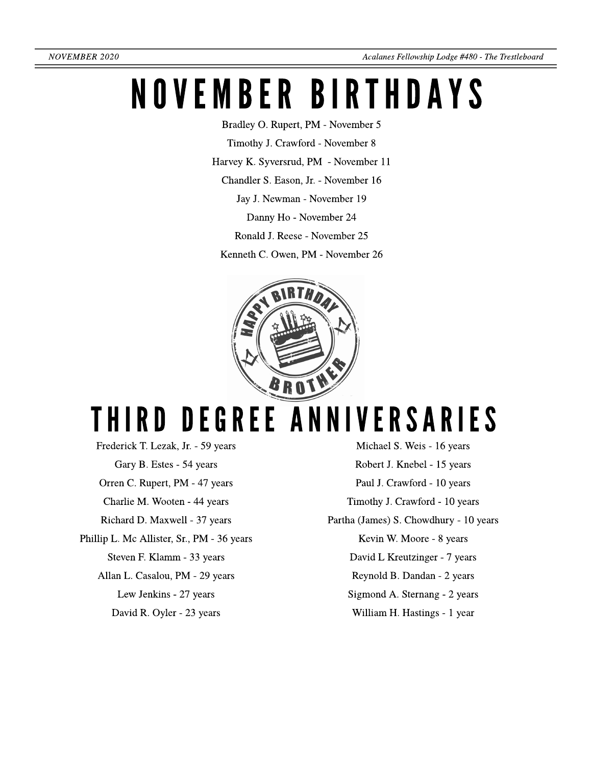# NOVEMBER BIRTHDAYS

Bradley O. Rupert, PM - November 5

Timothy J. Crawford - November 8

Harvey K. Syversrud, PM - November 11

Chandler S. Eason, Jr. - November 16

Jay J. Newman - November 19

Danny Ho - November 24

Ronald J. Reese - November 25

Kenneth C. Owen, PM - November 26

# THIRD DEGREE ANNIVERSARIES

Frederick T. Lezak, Jr. - 59 years

Gary B. Estes - 54 years

Orren C. Rupert, PM - 47 years

Charlie M. Wooten - 44 years

Richard D. Maxwell - 37 years

Phillip L. Mc Allister, Sr., PM - 36 years

Steven F. Klamm - 33 years

Allan L. Casalou, PM - 29 years

Lew Jenkins - 27 years

David R. Oyler - 23 years

Michael S. Weis - 16 years

Robert J. Knebel - 15 years

Paul J. Crawford - 10 years

Timothy J. Crawford - 10 years

Partha (James) S. Chowdhury - 10 years

Kevin W. Moore - 8 years

David L Kreutzinger - 7 years

Reynold B. Dandan - 2 years

Sigmond A. Sternang - 2 years

William H. Hastings - 1 year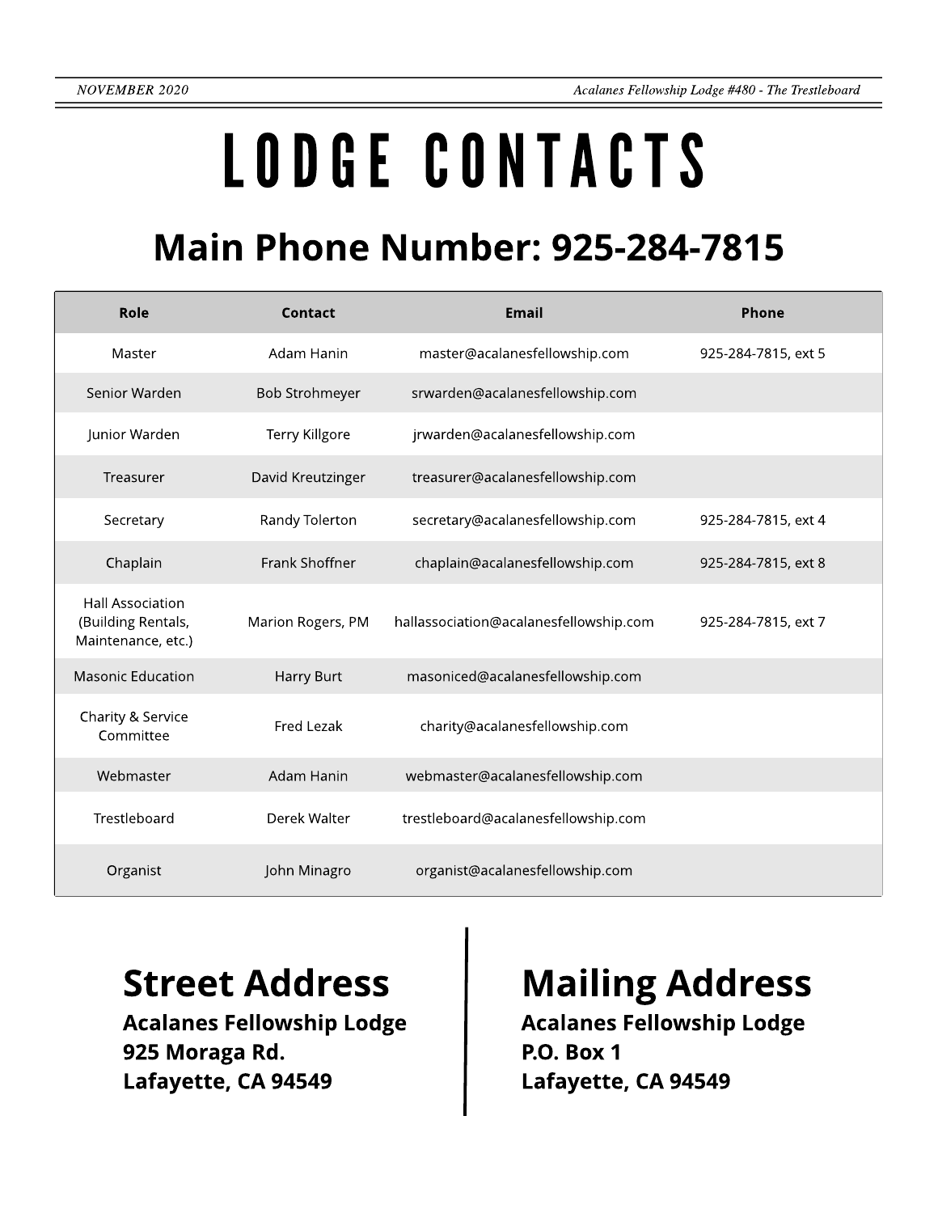# LODGE CONTACTS

## Main Phone Number: 925-284-7815

| Role | Contact | Email | Phone |
|---|---|---|---|
| Master | Adam Hanin | master@acalanesfellowship.com | 925-284-7815, ext 5 |
| Senior Warden | Bob Strohmeyer | srwarden@acalanesfellowship.com | |
| Junior Warden | Terry Killgore | jrwarden@acalanesfellowship.com | |
| Treasurer | David Kreutzinger | treasurer@acalanesfellowship.com | |
| Secretary | Randy Tolerton | secretary@acalanesfellowship.com | 925-284-7815, ext 4 |
| Chaplain | Frank Shoffner | chaplain@acalanesfellowship.com | 925-284-7815, ext 8 |
| Hall Association (Building Rentals, Maintenance, etc.) | Marion Rogers, PM | hallassociation@acalanesfellowship.com | 925-284-7815, ext 7 |
| Masonic Education | Harry Burt | masoniced@acalanesfellowship.com | |
| Charity & Service Committee | Fred Lezak | charity@acalanesfellowship.com | |
| Webmaster | Adam Hanin | webmaster@acalanesfellowship.com | |
| Trestleboard | Derek Walter | trestleboard@acalanesfellowship.com | |
| Organist | John Minagro | organist@acalanesfellowship.com | |

## Street Address

**Acalanes Fellowship Lodge**
**925 Moraga Rd.**
**Lafayette, CA 94549**

## Mailing Address

**Acalanes Fellowship Lodge**
**P.O. Box 1**
**Lafayette, CA 94549**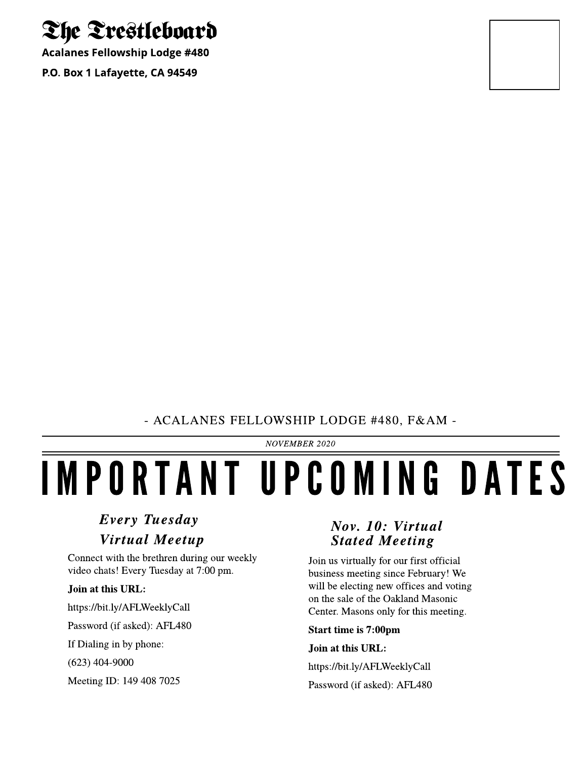# The Trestleboard

**Acalanes Fellowship Lodge #480**

**P.O. Box 1 Lafayette, CA 94549**

- ACALANES FELLOWSHIP LODGE #480, F&AM -

*NOVEMBER 2020*

# IMPORTANT UPCOMING DATES

### *Every Tuesday Virtual Meetup*

Connect with the brethren during our weekly video chats! Every Tuesday at 7:00 pm.

**Join at this URL:**

https://bit.ly/AFLWeeklyCall

Password (if asked): AFL480

If Dialing in by phone:

(623) 404-9000

Meeting ID: 149 408 7025

### *Nov. 10: Virtual Stated Meeting*

Join us virtually for our first official business meeting since February! We will be electing new offices and voting on the sale of the Oakland Masonic Center. Masons only for this meeting.

**Start time is 7:00pm**

**Join at this URL:**

https://bit.ly/AFLWeeklyCall

Password (if asked): AFL480